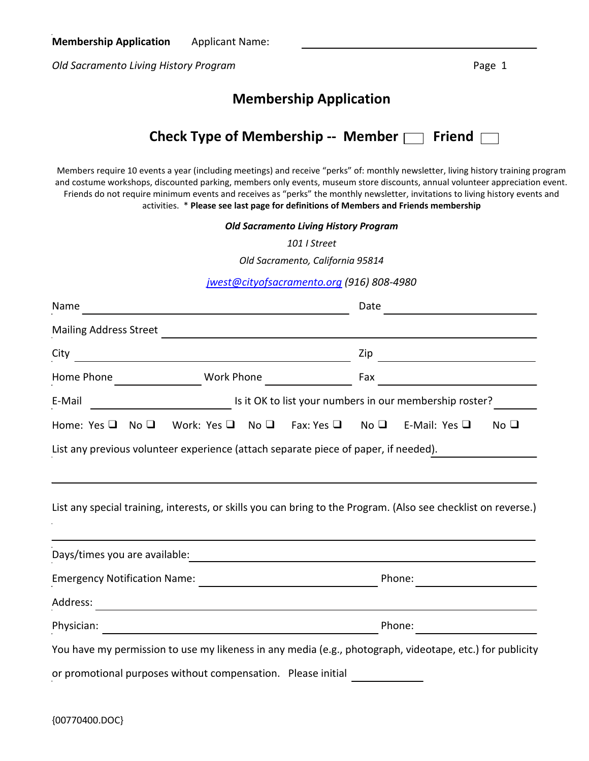**Membership Application** Applicant Name: \_\_\_\_\_\_\_\_\_\_\_\_\_\_\_\_\_\_\_\_\_\_\_\_\_\_\_\_\_\_

*Old Sacramento Living History Program*

## Membership Application

### Check Type of Membership -- Member ☐ Friend ☐

Members require 10 events a year (including meetings) and receive "perks" of: monthly newsletter, living history training program and costume workshops, discounted parking, members only events, museum store discounts, annual volunteer appreciation event. Friends do not require minimum events and receives as "perks" the monthly newsletter, invitations to living history events and activities. * **Please see last page for definitions of Members and Friends membership**

*Old Sacramento Living History Program*

*101 I Street*

*Old Sacramento, California 95814*

*jwest@cityofsacramento.org (916) 808-4980*

Name \_\_\_\_\_\_\_\_\_\_\_\_\_\_\_\_\_\_\_\_\_\_\_\_\_\_\_\_\_\_ Date \_\_\_\_\_\_\_\_\_\_\_\_\_\_\_\_\_\_

Mailing Address Street \_\_\_\_\_\_\_\_\_\_\_\_\_\_\_\_\_\_\_\_\_\_\_\_\_\_\_\_\_\_\_\_\_\_\_\_\_\_\_\_\_\_\_\_

City \_\_\_\_\_\_\_\_\_\_\_\_\_\_\_\_\_\_\_\_\_\_\_\_\_\_\_\_\_\_ Zip \_\_\_\_\_\_\_\_\_\_\_\_\_\_\_\_\_\_

Home Phone \_\_\_\_\_\_\_\_\_\_\_\_ Work Phone \_\_\_\_\_\_\_\_\_\_\_\_ Fax \_\_\_\_\_\_\_\_\_\_\_\_\_\_\_\_\_\_

E-Mail \_\_\_\_\_\_\_\_\_\_\_\_\_\_\_\_ Is it OK to list your numbers in our membership roster? \_\_\_\_\_\_

Home: Yes ❑ No ❑ Work: Yes ❑ No ❑ Fax: Yes ❑ No ❑ E-Mail: Yes ❑ No ❑

List any previous volunteer experience (attach separate piece of paper, if needed). \_\_\_\_\_\_\_\_\_\_

\_\_\_\_\_\_\_\_\_\_\_\_\_\_\_\_\_\_\_\_\_\_\_\_\_\_\_\_\_\_\_\_\_\_\_\_\_\_\_\_\_\_\_\_\_\_\_\_\_\_\_\_\_\_\_\_\_\_\_\_\_\_\_\_

List any special training, interests, or skills you can bring to the Program. (Also see checklist on reverse.)

\_\_\_\_\_\_\_\_\_\_\_\_\_\_\_\_\_\_\_\_\_\_\_\_\_\_\_\_\_\_\_\_\_\_\_\_\_\_\_\_\_\_\_\_\_\_\_\_\_\_\_\_\_\_\_\_\_\_\_\_\_\_\_\_

Days/times you are available: \_\_\_\_\_\_\_\_\_\_\_\_\_\_\_\_\_\_\_\_\_\_\_\_\_\_\_\_\_\_\_\_\_\_\_\_\_\_\_\_\_\_

Emergency Notification Name: \_\_\_\_\_\_\_\_\_\_\_\_\_\_\_\_\_\_\_\_\_\_\_\_ Phone: \_\_\_\_\_\_\_\_\_\_\_\_\_\_

Address: \_\_\_\_\_\_\_\_\_\_\_\_\_\_\_\_\_\_\_\_\_\_\_\_\_\_\_\_\_\_\_\_\_\_\_\_\_\_\_\_\_\_\_\_\_\_\_\_\_\_\_\_\_\_\_\_

Physician: \_\_\_\_\_\_\_\_\_\_\_\_\_\_\_\_\_\_\_\_\_\_\_\_\_\_\_\_\_\_\_\_\_\_ Phone: \_\_\_\_\_\_\_\_\_\_\_\_\_\_

You have my permission to use my likeness in any media (e.g., photograph, videotape, etc.) for publicity or promotional purposes without compensation. Please initial \_\_\_\_\_\_\_\_\_\_

{00770400.DOC}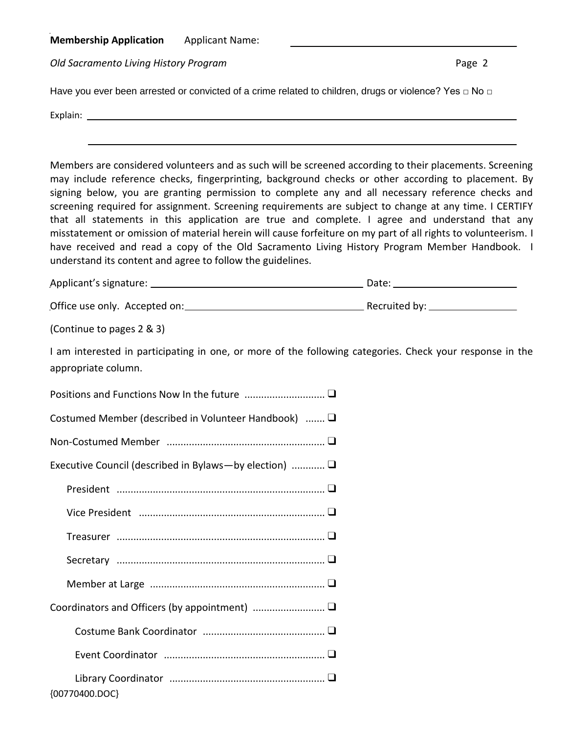**Membership Application** Applicant Name: ______________________________

*Old Sacramento Living History Program*

Have you ever been arrested or convicted of a crime related to children, drugs or violence? Yes □ No □

Explain: ______________________________________________________________

______________________________________________________________

Members are considered volunteers and as such will be screened according to their placements. Screening may include reference checks, fingerprinting, background checks or other according to placement. By signing below, you are granting permission to complete any and all necessary reference checks and screening required for assignment. Screening requirements are subject to change at any time. I CERTIFY that all statements in this application are true and complete. I agree and understand that any misstatement or omission of material herein will cause forfeiture on my part of all rights to volunteerism. I have received and read a copy of the Old Sacramento Living History Program Member Handbook. I understand its content and agree to follow the guidelines.

Applicant's signature: ______________________________ Date: ____________________

Office use only. Accepted on: ______________________________ Recruited by: ______________

(Continue to pages 2 & 3)

I am interested in participating in one, or more of the following categories. Check your response in the appropriate column.

Positions and Functions Now In the future ............................ ❑

Costumed Member (described in Volunteer Handbook) ....... ❑

Non-Costumed Member ........................................................ ❑

Executive Council (described in Bylaws—by election) ........... ❑

- President ........................................................................ ❑
- Vice President ................................................................ ❑
- Treasurer ........................................................................ ❑
- Secretary ........................................................................ ❑
- Member at Large ............................................................ ❑

Coordinators and Officers (by appointment) ......................... ❑

- Costume Bank Coordinator ............................................ ❑
- Event Coordinator ......................................................... ❑
- Library Coordinator ....................................................... ❑

{00770400.DOC}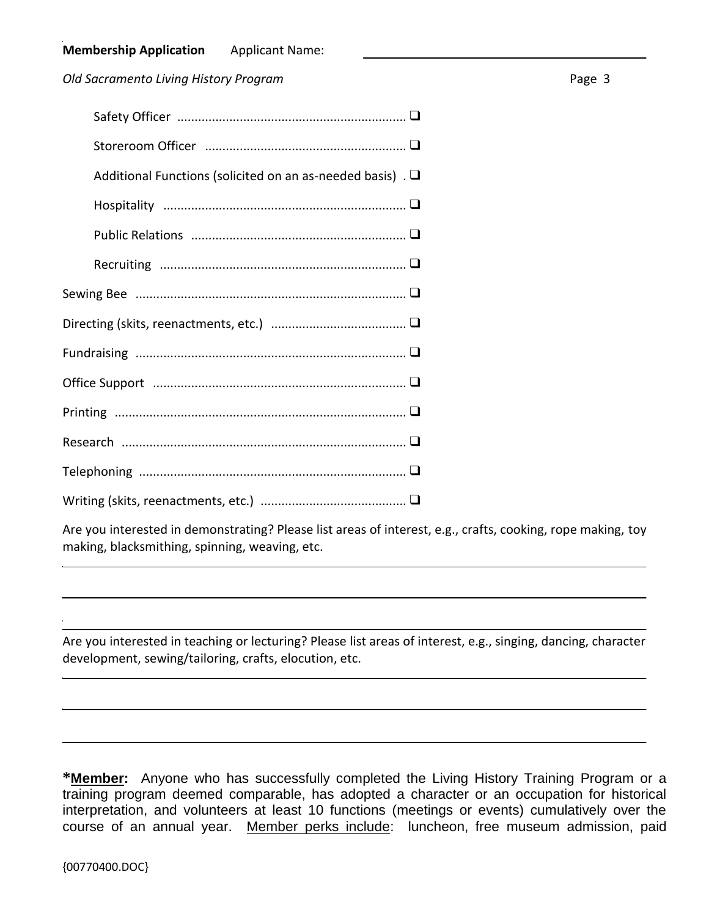Safety Officer ................................................................. ☐

Storeroom Officer ......................................................... ☐

Additional Functions (solicited on an as-needed basis) . ☐

Hospitality ..................................................................... ☐

Public Relations ............................................................. ☐

Recruiting ...................................................................... ☐

Sewing Bee ............................................................................. ☐

Directing (skits, reenactments, etc.) ...................................... ☐

Fundraising ............................................................................. ☐

Office Support ........................................................................ ☐

Printing ................................................................................... ☐

Research ................................................................................. ☐

Telephoning ............................................................................ ☐

Writing (skits, reenactments, etc.) .......................................... ☐

Are you interested in demonstrating? Please list areas of interest, e.g., crafts, cooking, rope making, toy making, blacksmithing, spinning, weaving, etc.

______________________________________________________________________________

______________________________________________________________________________

______________________________________________________________________________

Are you interested in teaching or lecturing? Please list areas of interest, e.g., singing, dancing, character development, sewing/tailoring, crafts, elocution, etc.

______________________________________________________________________________

______________________________________________________________________________

______________________________________________________________________________

**\*<u>Member</u>:** Anyone who has successfully completed the Living History Training Program or a training program deemed comparable, has adopted a character or an occupation for historical interpretation, and volunteers at least 10 functions (meetings or events) cumulatively over the course of an annual year. <u>Member perks include</u>: luncheon, free museum admission, paid

{00770400.DOC}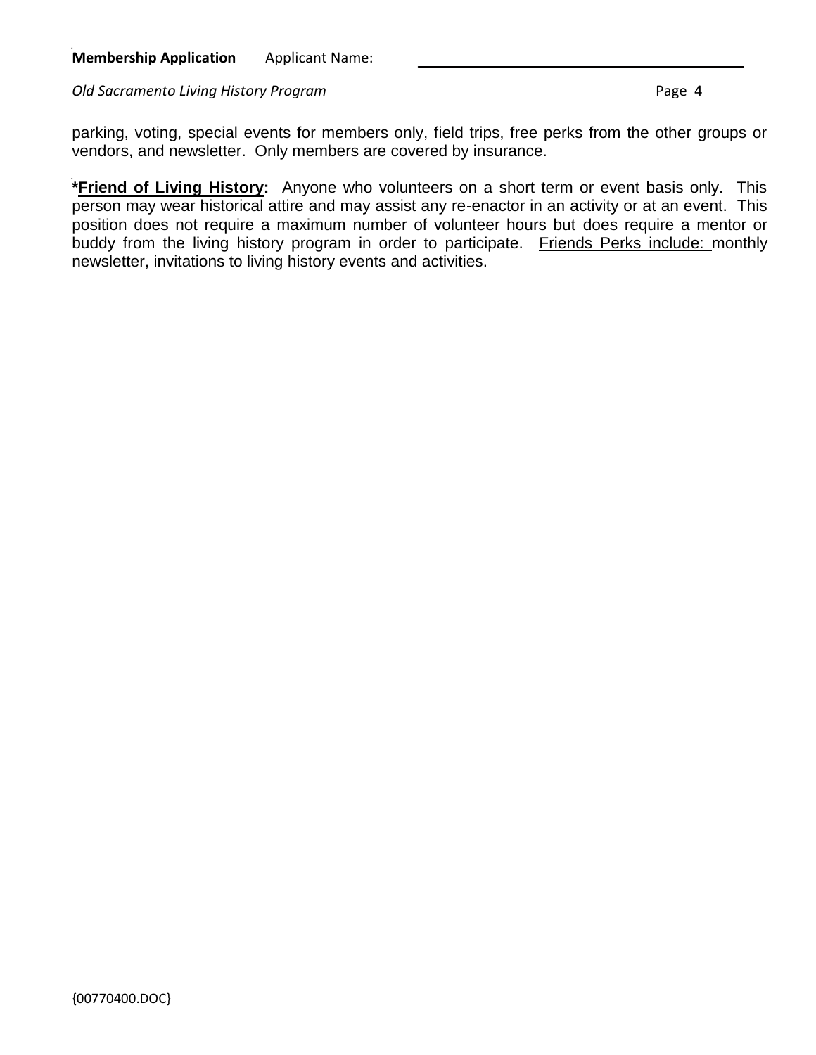parking, voting, special events for members only, field trips, free perks from the other groups or vendors, and newsletter. Only members are covered by insurance.

***Friend of Living History:** Anyone who volunteers on a short term or event basis only. This person may wear historical attire and may assist any re-enactor in an activity or at an event. This position does not require a maximum number of volunteer hours but does require a mentor or buddy from the living history program in order to participate. Friends Perks include: monthly newsletter, invitations to living history events and activities.